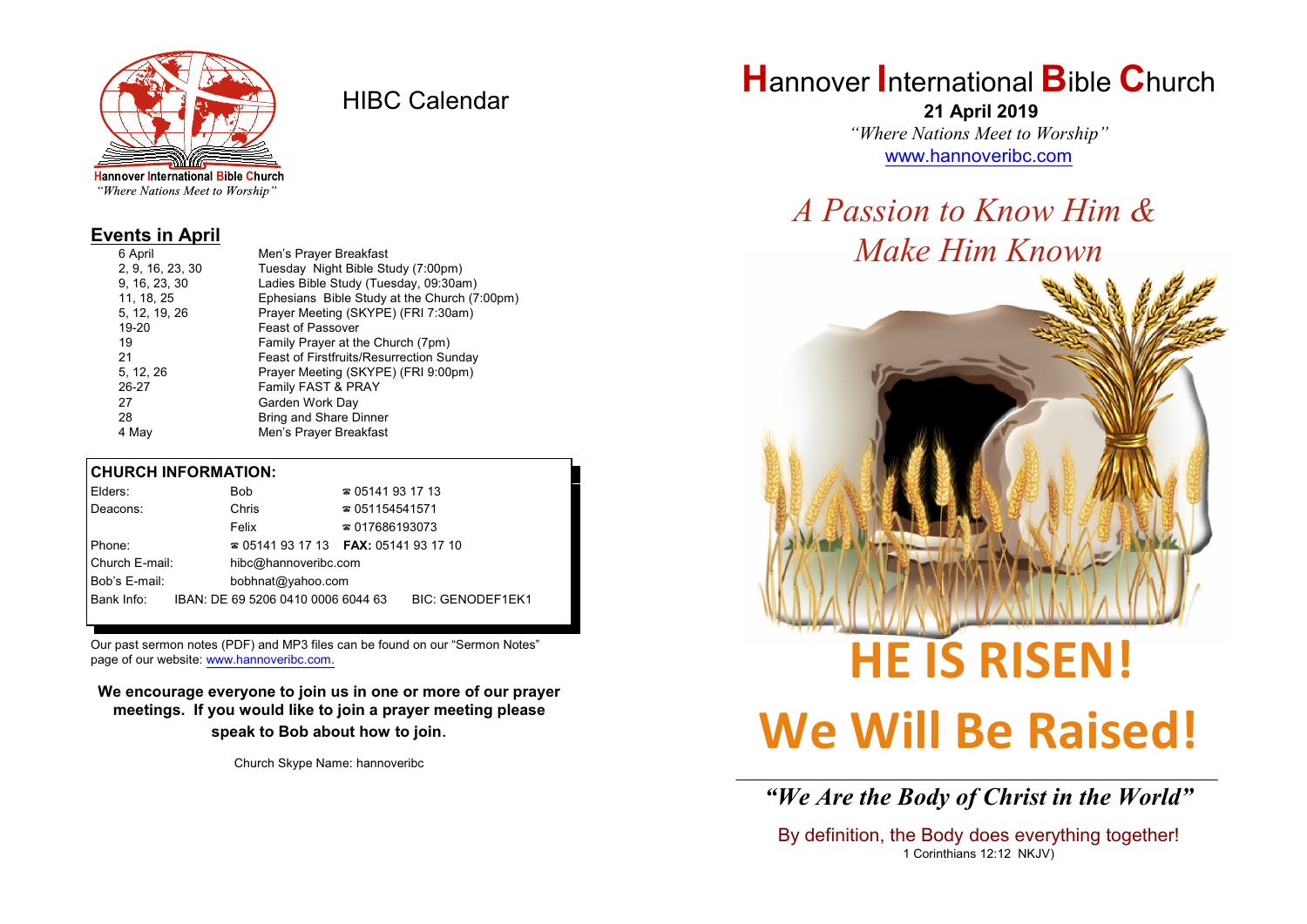Hannover International Bible Church
*"Where Nations Meet to Worship"*

# HIBC Calendar

## Events in April

| | |
|---|---|
| 6 April | Men's Prayer Breakfast |
| 2, 9, 16, 23, 30 | Tuesday Night Bible Study (7:00pm) |
| 9, 16, 23, 30 | Ladies Bible Study (Tuesday, 09:30am) |
| 11, 18, 25 | Ephesians Bible Study at the Church (7:00pm) |
| 5, 12, 19, 26 | Prayer Meeting (SKYPE) (FRI 7:30am) |
| 19-20 | Feast of Passover |
| 19 | Family Prayer at the Church (7pm) |
| 21 | Feast of Firstfruits/Resurrection Sunday |
| 5, 12, 26 | Prayer Meeting (SKYPE) (FRI 9:00pm) |
| 26-27 | Family FAST & PRAY |
| 27 | Garden Work Day |
| 28 | Bring and Share Dinner |
| 4 May | Men's Prayer Breakfast |

## CHURCH INFORMATION:

| | | |
|---|---|---|
| Elders: | Bob | ☎ 05141 93 17 13 |
| Deacons: | Chris | ☎ 051154541571 |
| | Felix | ☎ 017686193073 |
| Phone: | ☎ 05141 93 17 13 | **FAX:** 05141 93 17 10 |
| Church E-mail: | hibc@hannoveribc.com | |
| Bob's E-mail: | bobhnat@yahoo.com | |
| Bank Info: | IBAN: DE 69 5206 0410 0006 6044 63 | BIC: GENODEF1EK1 |

Our past sermon notes (PDF) and MP3 files can be found on our "Sermon Notes" page of our website: www.hannoveribc.com.

**We encourage everyone to join us in one or more of our prayer meetings. If you would like to join a prayer meeting please speak to Bob about how to join.**

Church Skype Name: hannoveribc

# Hannover International Bible Church

**21 April 2019**

*"Where Nations Meet to Worship"*

www.hannoveribc.com

## *A Passion to Know Him & Make Him Known*

# HE IS RISEN!

# We Will Be Raised!

***"We Are the Body of Christ in the World"***

By definition, the Body does everything together!
1 Corinthians 12:12 NKJV)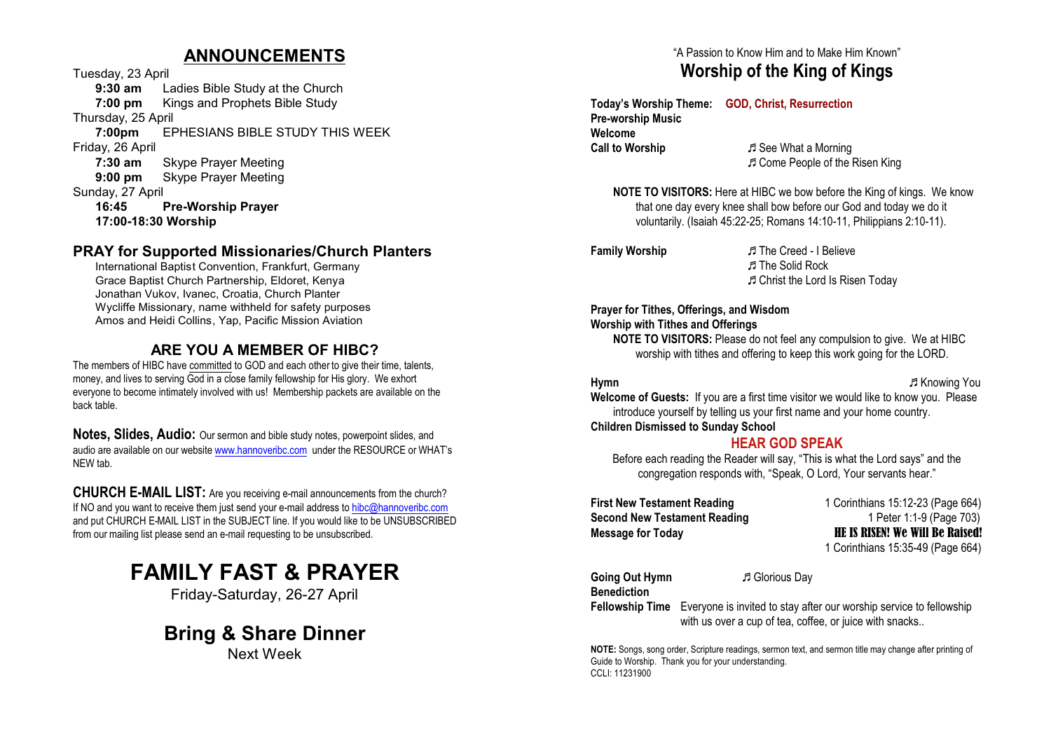## ANNOUNCEMENTS

Tuesday, 23 April

- **9:30 am** Ladies Bible Study at the Church
- **7:00 pm** Kings and Prophets Bible Study

Thursday, 25 April

- **7:00pm** EPHESIANS BIBLE STUDY THIS WEEK

Friday, 26 April

- **7:30 am** Skype Prayer Meeting
- **9:00 pm** Skype Prayer Meeting

Sunday, 27 April

- **16:45 Pre-Worship Prayer**
- **17:00-18:30 Worship**

### PRAY for Supported Missionaries/Church Planters

International Baptist Convention, Frankfurt, Germany
Grace Baptist Church Partnership, Eldoret, Kenya
Jonathan Vukov, Ivanec, Croatia, Church Planter
Wycliffe Missionary, name withheld for safety purposes
Amos and Heidi Collins, Yap, Pacific Mission Aviation

### ARE YOU A MEMBER OF HIBC?

The members of HIBC have committed to GOD and each other to give their time, talents, money, and lives to serving God in a close family fellowship for His glory. We exhort everyone to become intimately involved with us! Membership packets are available on the back table.

**Notes, Slides, Audio:** Our sermon and bible study notes, powerpoint slides, and audio are available on our website www.hannoveribc.com under the RESOURCE or WHAT's NEW tab.

**CHURCH E-MAIL LIST:** Are you receiving e-mail announcements from the church? If NO and you want to receive them just send your e-mail address to hibc@hannoveribc.com and put CHURCH E-MAIL LIST in the SUBJECT line. If you would like to be UNSUBSCRIBED from our mailing list please send an e-mail requesting to be unsubscribed.

# FAMILY FAST & PRAYER

Friday-Saturday, 26-27 April

## Bring & Share Dinner

Next Week

"A Passion to Know Him and to Make Him Known"

# Worship of the King of Kings

**Today's Worship Theme:** **GOD, Christ, Resurrection**

**Pre-worship Music**

**Welcome**

**Call to Worship** ♬ See What a Morning
♬ Come People of the Risen King

**NOTE TO VISITORS:** Here at HIBC we bow before the King of kings. We know that one day every knee shall bow before our God and today we do it voluntarily. (Isaiah 45:22-25; Romans 14:10-11, Philippians 2:10-11).

**Family Worship** ♬ The Creed - I Believe
♬ The Solid Rock
♬ Christ the Lord Is Risen Today

**Prayer for Tithes, Offerings, and Wisdom**

**Worship with Tithes and Offerings**

**NOTE TO VISITORS:** Please do not feel any compulsion to give. We at HIBC worship with tithes and offering to keep this work going for the LORD.

**Hymn** ♬ Knowing You

**Welcome of Guests:** If you are a first time visitor we would like to know you. Please introduce yourself by telling us your first name and your home country.

**Children Dismissed to Sunday School**

## HEAR GOD SPEAK

Before each reading the Reader will say, "This is what the Lord says" and the congregation responds with, "Speak, O Lord, Your servants hear."

**First New Testament Reading** 1 Corinthians 15:12-23 (Page 664)

**Second New Testament Reading** 1 Peter 1:1-9 (Page 703)

**Message for Today** **HE IS RISEN! We Will Be Raised!**
1 Corinthians 15:35-49 (Page 664)

**Going Out Hymn** ♬ Glorious Day

**Benediction**

**Fellowship Time** Everyone is invited to stay after our worship service to fellowship with us over a cup of tea, coffee, or juice with snacks..

**NOTE:** Songs, song order, Scripture readings, sermon text, and sermon title may change after printing of Guide to Worship. Thank you for your understanding.
CCLI: 11231900